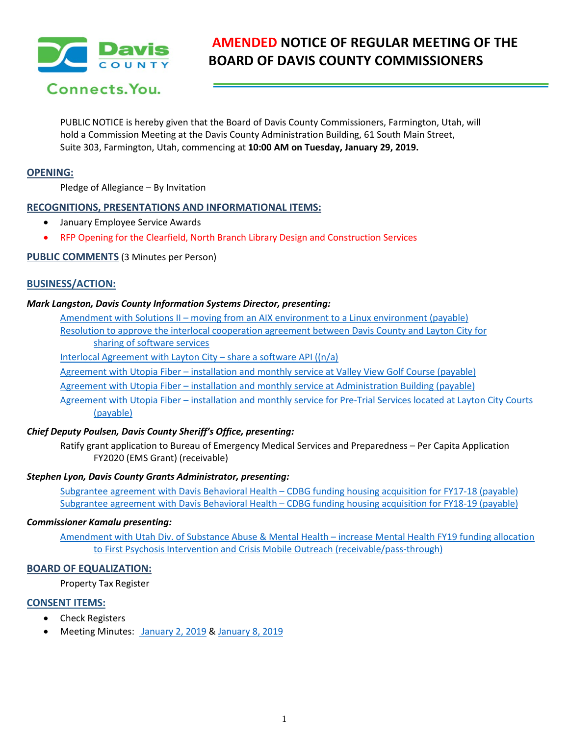# AMENDED NOTICE OF REGULAR MEETING OF THE BOARD OF DAVIS COUNTY COMMISSIONERS

PUBLIC NOTICE is hereby given that the Board of Davis County Commissioners, Farmington, Utah, will hold a Commission Meeting at the Davis County Administration Building, 61 South Main Street, Suite 303, Farmington, Utah, commencing at **10:00 AM on Tuesday, January 29, 2019.**

## OPENING:

Pledge of Allegiance – By Invitation

## RECOGNITIONS, PRESENTATIONS AND INFORMATIONAL ITEMS:

- January Employee Service Awards
- RFP Opening for the Clearfield, North Branch Library Design and Construction Services

## PUBLIC COMMENTS (3 Minutes per Person)

## BUSINESS/ACTION:

***Mark Langston, Davis County Information Systems Director, presenting:***

Amendment with Solutions II – moving from an AIX environment to a Linux environment (payable)

Resolution to approve the interlocal cooperation agreement between Davis County and Layton City for sharing of software services

Interlocal Agreement with Layton City – share a software API ((n/a)

Agreement with Utopia Fiber – installation and monthly service at Valley View Golf Course (payable)

Agreement with Utopia Fiber – installation and monthly service at Administration Building (payable)

Agreement with Utopia Fiber – installation and monthly service for Pre-Trial Services located at Layton City Courts (payable)

***Chief Deputy Poulsen, Davis County Sheriff's Office, presenting:***

Ratify grant application to Bureau of Emergency Medical Services and Preparedness – Per Capita Application FY2020 (EMS Grant) (receivable)

***Stephen Lyon, Davis County Grants Administrator, presenting:***

Subgrantee agreement with Davis Behavioral Health – CDBG funding housing acquisition for FY17-18 (payable)

Subgrantee agreement with Davis Behavioral Health – CDBG funding housing acquisition for FY18-19 (payable)

***Commissioner Kamalu presenting:***

Amendment with Utah Div. of Substance Abuse & Mental Health – increase Mental Health FY19 funding allocation to First Psychosis Intervention and Crisis Mobile Outreach (receivable/pass-through)

## BOARD OF EQUALIZATION:

Property Tax Register

## CONSENT ITEMS:

- Check Registers
- Meeting Minutes: January 2, 2019 & January 8, 2019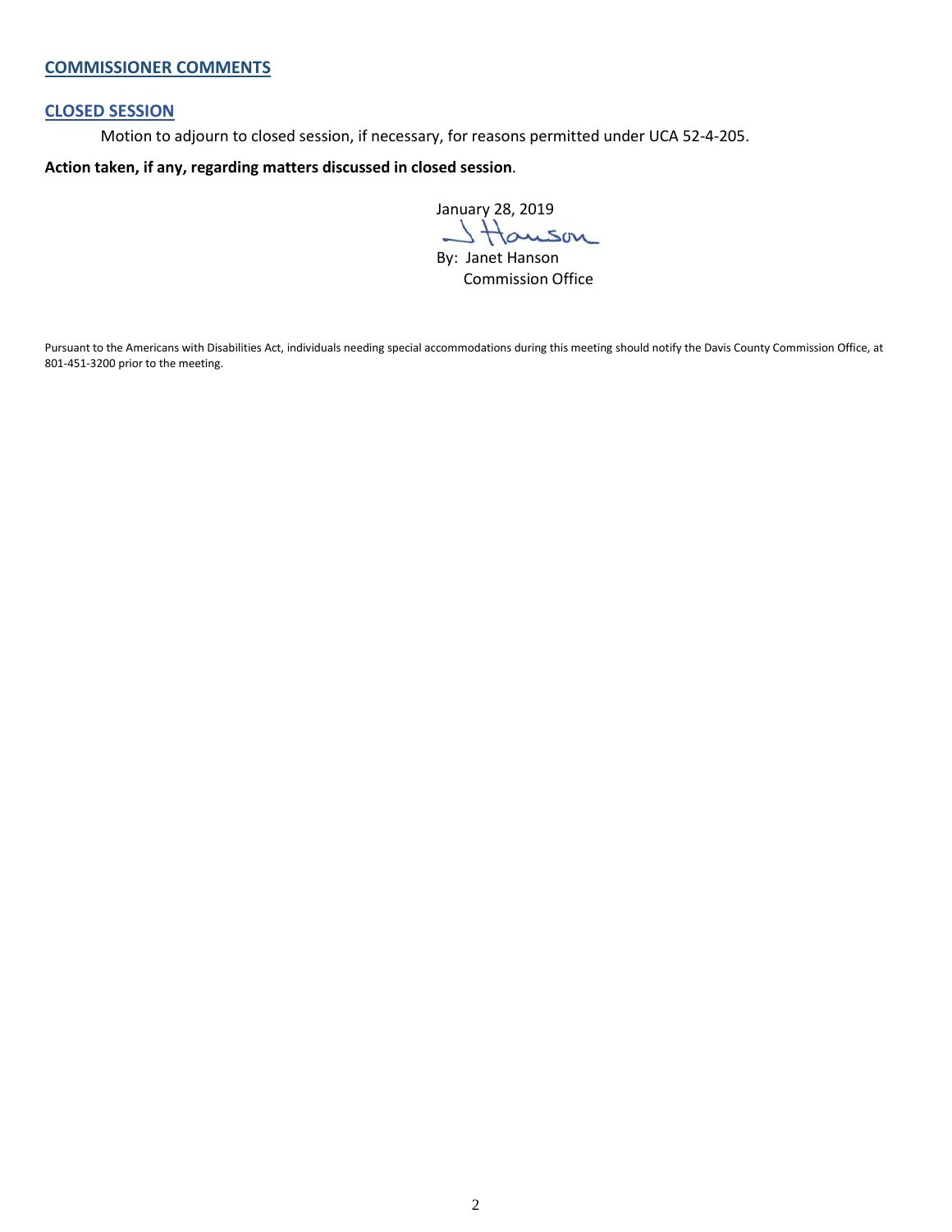## COMMISSIONER COMMENTS

## CLOSED SESSION

Motion to adjourn to closed session, if necessary, for reasons permitted under UCA 52-4-205.

**Action taken, if any, regarding matters discussed in closed session**.

January 28, 2019

J Hanson

By: Janet Hanson
Commission Office

Pursuant to the Americans with Disabilities Act, individuals needing special accommodations during this meeting should notify the Davis County Commission Office, at 801-451-3200 prior to the meeting.